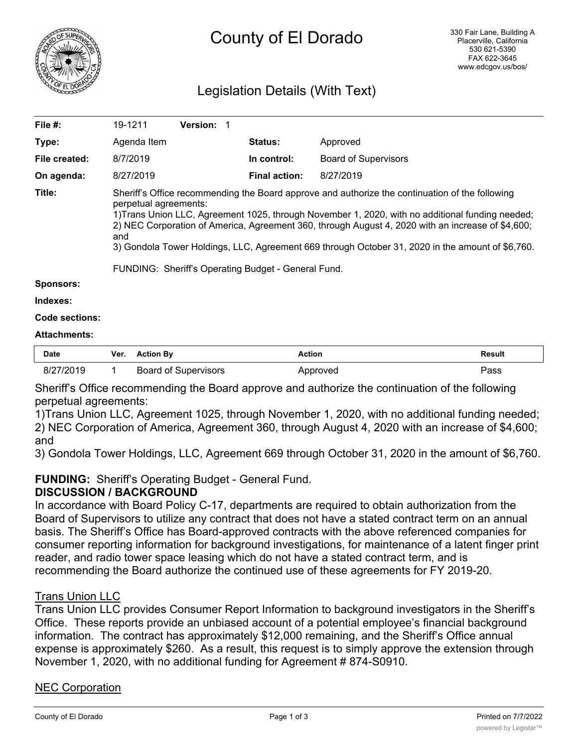# County of El Dorado

330 Fair Lane, Building A
Placerville, California
530 621-5390
FAX 622-3645
www.edcgov.us/bos/

## Legislation Details (With Text)

| | | | |
|---|---|---|---|
| **File #:** | 19-1211 **Version:** 1 | | |
| **Type:** | Agenda Item | **Status:** | Approved |
| **File created:** | 8/7/2019 | **In control:** | Board of Supervisors |
| **On agenda:** | 8/27/2019 | **Final action:** | 8/27/2019 |

**Title:** Sheriff's Office recommending the Board approve and authorize the continuation of the following perpetual agreements:
1)Trans Union LLC, Agreement 1025, through November 1, 2020, with no additional funding needed;
2) NEC Corporation of America, Agreement 360, through August 4, 2020 with an increase of $4,600; and
3) Gondola Tower Holdings, LLC, Agreement 669 through October 31, 2020 in the amount of $6,760.

FUNDING: Sheriff's Operating Budget - General Fund.

**Sponsors:**

**Indexes:**

**Code sections:**

**Attachments:**

| Date | Ver. | Action By | Action | Result |
|---|---|---|---|---|
| 8/27/2019 | 1 | Board of Supervisors | Approved | Pass |

Sheriff's Office recommending the Board approve and authorize the continuation of the following perpetual agreements:
1)Trans Union LLC, Agreement 1025, through November 1, 2020, with no additional funding needed;
2) NEC Corporation of America, Agreement 360, through August 4, 2020 with an increase of $4,600; and
3) Gondola Tower Holdings, LLC, Agreement 669 through October 31, 2020 in the amount of $6,760.

**FUNDING:** Sheriff's Operating Budget - General Fund.

**DISCUSSION / BACKGROUND**

In accordance with Board Policy C-17, departments are required to obtain authorization from the Board of Supervisors to utilize any contract that does not have a stated contract term on an annual basis. The Sheriff's Office has Board-approved contracts with the above referenced companies for consumer reporting information for background investigations, for maintenance of a latent finger print reader, and radio tower space leasing which do not have a stated contract term, and is recommending the Board authorize the continued use of these agreements for FY 2019-20.

Trans Union LLC

Trans Union LLC provides Consumer Report Information to background investigators in the Sheriff's Office. These reports provide an unbiased account of a potential employee's financial background information. The contract has approximately $12,000 remaining, and the Sheriff's Office annual expense is approximately $260. As a result, this request is to simply approve the extension through November 1, 2020, with no additional funding for Agreement # 874-S0910.

NEC Corporation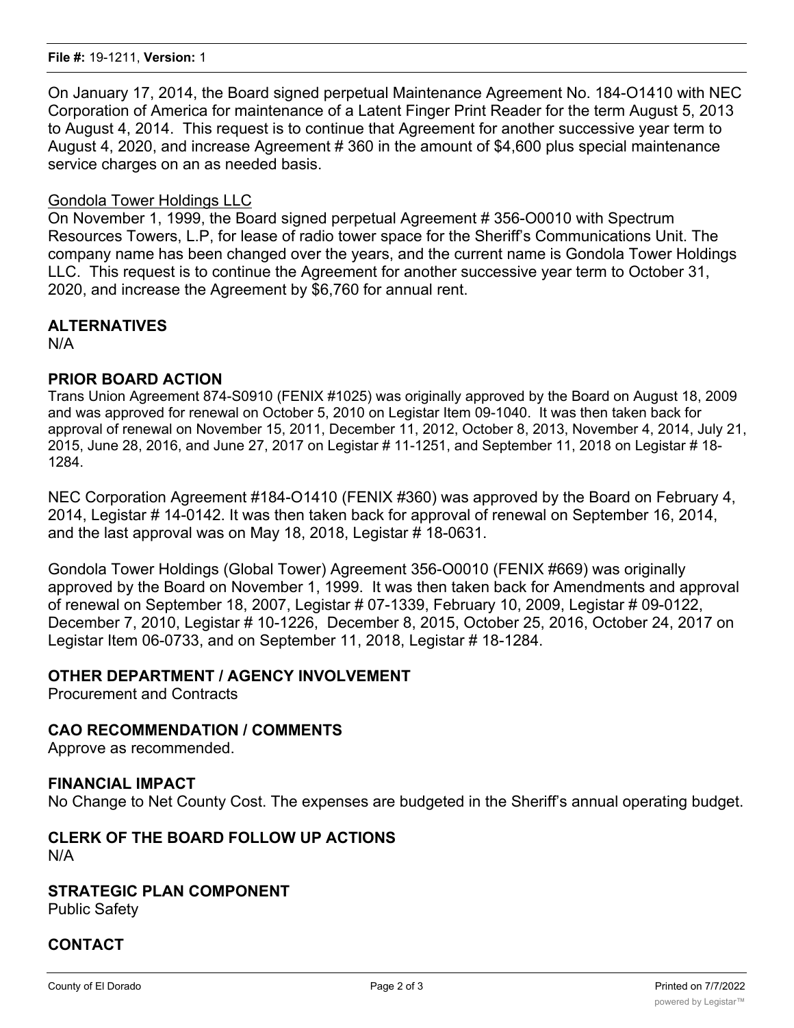On January 17, 2014, the Board signed perpetual Maintenance Agreement No. 184-O1410 with NEC Corporation of America for maintenance of a Latent Finger Print Reader for the term August 5, 2013 to August 4, 2014. This request is to continue that Agreement for another successive year term to August 4, 2020, and increase Agreement # 360 in the amount of $4,600 plus special maintenance service charges on an as needed basis.

Gondola Tower Holdings LLC

On November 1, 1999, the Board signed perpetual Agreement # 356-O0010 with Spectrum Resources Towers, L.P, for lease of radio tower space for the Sheriff's Communications Unit. The company name has been changed over the years, and the current name is Gondola Tower Holdings LLC. This request is to continue the Agreement for another successive year term to October 31, 2020, and increase the Agreement by $6,760 for annual rent.

## ALTERNATIVES

N/A

## PRIOR BOARD ACTION

Trans Union Agreement 874-S0910 (FENIX #1025) was originally approved by the Board on August 18, 2009 and was approved for renewal on October 5, 2010 on Legistar Item 09-1040. It was then taken back for approval of renewal on November 15, 2011, December 11, 2012, October 8, 2013, November 4, 2014, July 21, 2015, June 28, 2016, and June 27, 2017 on Legistar # 11-1251, and September 11, 2018 on Legistar # 18-1284.

NEC Corporation Agreement #184-O1410 (FENIX #360) was approved by the Board on February 4, 2014, Legistar # 14-0142. It was then taken back for approval of renewal on September 16, 2014, and the last approval was on May 18, 2018, Legistar # 18-0631.

Gondola Tower Holdings (Global Tower) Agreement 356-O0010 (FENIX #669) was originally approved by the Board on November 1, 1999. It was then taken back for Amendments and approval of renewal on September 18, 2007, Legistar # 07-1339, February 10, 2009, Legistar # 09-0122, December 7, 2010, Legistar # 10-1226, December 8, 2015, October 25, 2016, October 24, 2017 on Legistar Item 06-0733, and on September 11, 2018, Legistar # 18-1284.

## OTHER DEPARTMENT / AGENCY INVOLVEMENT

Procurement and Contracts

## CAO RECOMMENDATION / COMMENTS

Approve as recommended.

## FINANCIAL IMPACT

No Change to Net County Cost. The expenses are budgeted in the Sheriff's annual operating budget.

## CLERK OF THE BOARD FOLLOW UP ACTIONS

N/A

## STRATEGIC PLAN COMPONENT

Public Safety

## CONTACT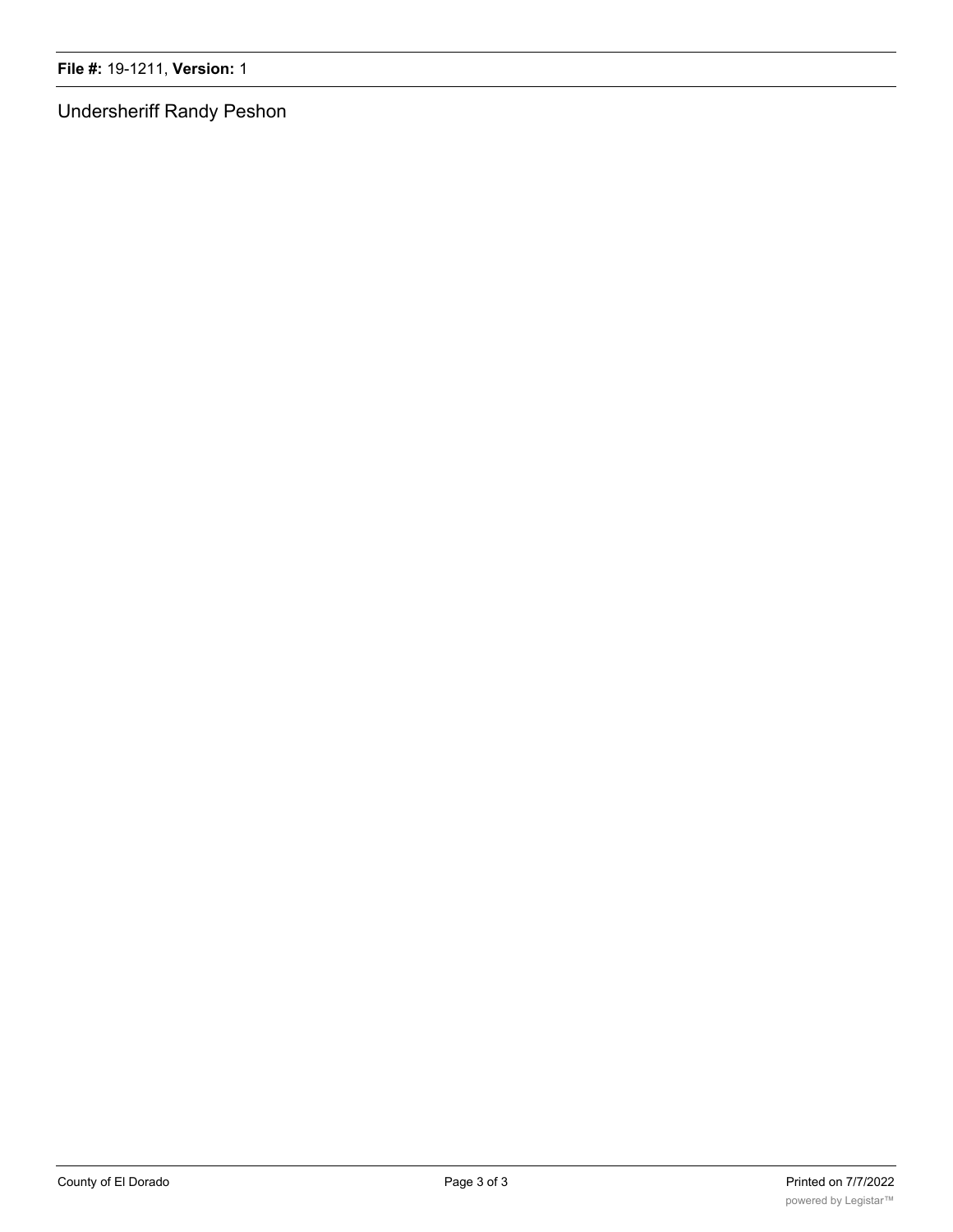Undersheriff Randy Peshon